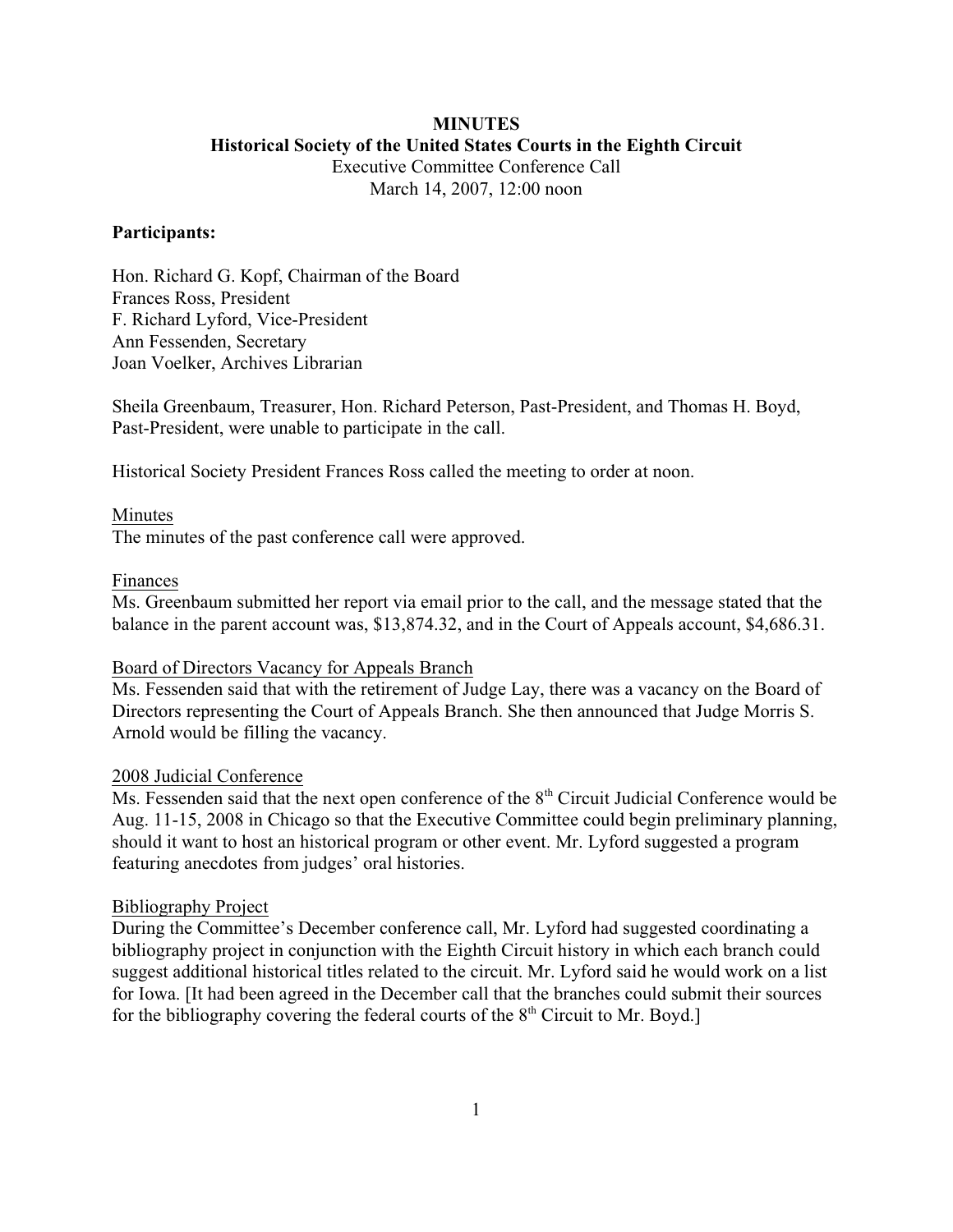**MINUTES**

**Historical Society of the United States Courts in the Eighth Circuit**

Executive Committee Conference Call

March 14, 2007, 12:00 noon

**Participants:**

Hon. Richard G. Kopf, Chairman of the Board
Frances Ross, President
F. Richard Lyford, Vice-President
Ann Fessenden, Secretary
Joan Voelker, Archives Librarian

Sheila Greenbaum, Treasurer, Hon. Richard Peterson, Past-President, and Thomas H. Boyd, Past-President, were unable to participate in the call.

Historical Society President Frances Ross called the meeting to order at noon.

Minutes

The minutes of the past conference call were approved.

Finances

Ms. Greenbaum submitted her report via email prior to the call, and the message stated that the balance in the parent account was, $13,874.32, and in the Court of Appeals account, $4,686.31.

Board of Directors Vacancy for Appeals Branch

Ms. Fessenden said that with the retirement of Judge Lay, there was a vacancy on the Board of Directors representing the Court of Appeals Branch. She then announced that Judge Morris S. Arnold would be filling the vacancy.

2008 Judicial Conference

Ms. Fessenden said that the next open conference of the 8th Circuit Judicial Conference would be Aug. 11-15, 2008 in Chicago so that the Executive Committee could begin preliminary planning, should it want to host an historical program or other event. Mr. Lyford suggested a program featuring anecdotes from judges' oral histories.

Bibliography Project

During the Committee's December conference call, Mr. Lyford had suggested coordinating a bibliography project in conjunction with the Eighth Circuit history in which each branch could suggest additional historical titles related to the circuit. Mr. Lyford said he would work on a list for Iowa. [It had been agreed in the December call that the branches could submit their sources for the bibliography covering the federal courts of the 8th Circuit to Mr. Boyd.]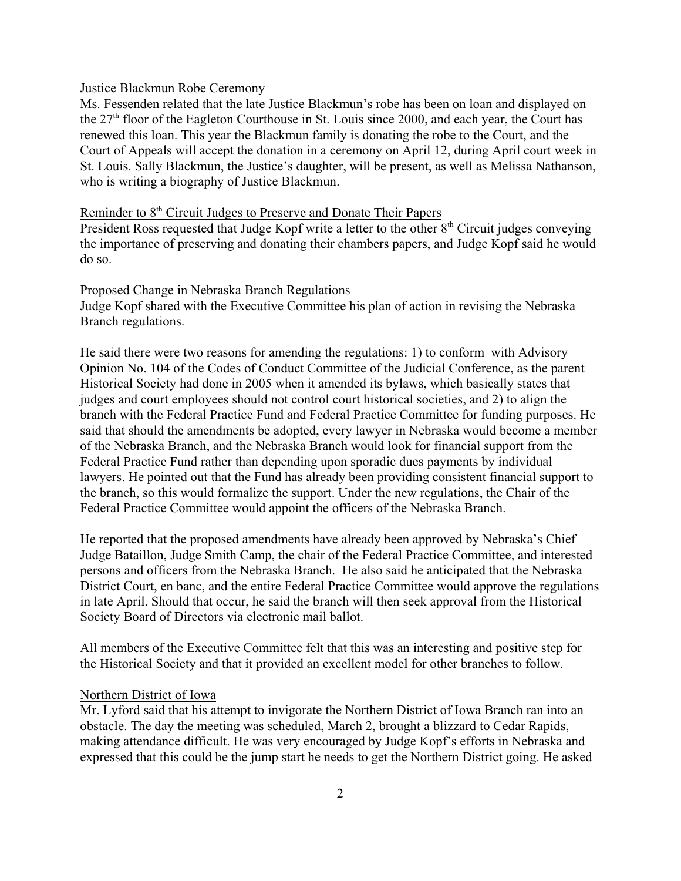Justice Blackmun Robe Ceremony

Ms. Fessenden related that the late Justice Blackmun's robe has been on loan and displayed on the 27th floor of the Eagleton Courthouse in St. Louis since 2000, and each year, the Court has renewed this loan. This year the Blackmun family is donating the robe to the Court, and the Court of Appeals will accept the donation in a ceremony on April 12, during April court week in St. Louis. Sally Blackmun, the Justice's daughter, will be present, as well as Melissa Nathanson, who is writing a biography of Justice Blackmun.

Reminder to 8th Circuit Judges to Preserve and Donate Their Papers

President Ross requested that Judge Kopf write a letter to the other 8th Circuit judges conveying the importance of preserving and donating their chambers papers, and Judge Kopf said he would do so.

Proposed Change in Nebraska Branch Regulations

Judge Kopf shared with the Executive Committee his plan of action in revising the Nebraska Branch regulations.

He said there were two reasons for amending the regulations: 1) to conform with Advisory Opinion No. 104 of the Codes of Conduct Committee of the Judicial Conference, as the parent Historical Society had done in 2005 when it amended its bylaws, which basically states that judges and court employees should not control court historical societies, and 2) to align the branch with the Federal Practice Fund and Federal Practice Committee for funding purposes. He said that should the amendments be adopted, every lawyer in Nebraska would become a member of the Nebraska Branch, and the Nebraska Branch would look for financial support from the Federal Practice Fund rather than depending upon sporadic dues payments by individual lawyers. He pointed out that the Fund has already been providing consistent financial support to the branch, so this would formalize the support. Under the new regulations, the Chair of the Federal Practice Committee would appoint the officers of the Nebraska Branch.

He reported that the proposed amendments have already been approved by Nebraska's Chief Judge Bataillon, Judge Smith Camp, the chair of the Federal Practice Committee, and interested persons and officers from the Nebraska Branch. He also said he anticipated that the Nebraska District Court, en banc, and the entire Federal Practice Committee would approve the regulations in late April. Should that occur, he said the branch will then seek approval from the Historical Society Board of Directors via electronic mail ballot.

All members of the Executive Committee felt that this was an interesting and positive step for the Historical Society and that it provided an excellent model for other branches to follow.

Northern District of Iowa

Mr. Lyford said that his attempt to invigorate the Northern District of Iowa Branch ran into an obstacle. The day the meeting was scheduled, March 2, brought a blizzard to Cedar Rapids, making attendance difficult. He was very encouraged by Judge Kopf's efforts in Nebraska and expressed that this could be the jump start he needs to get the Northern District going. He asked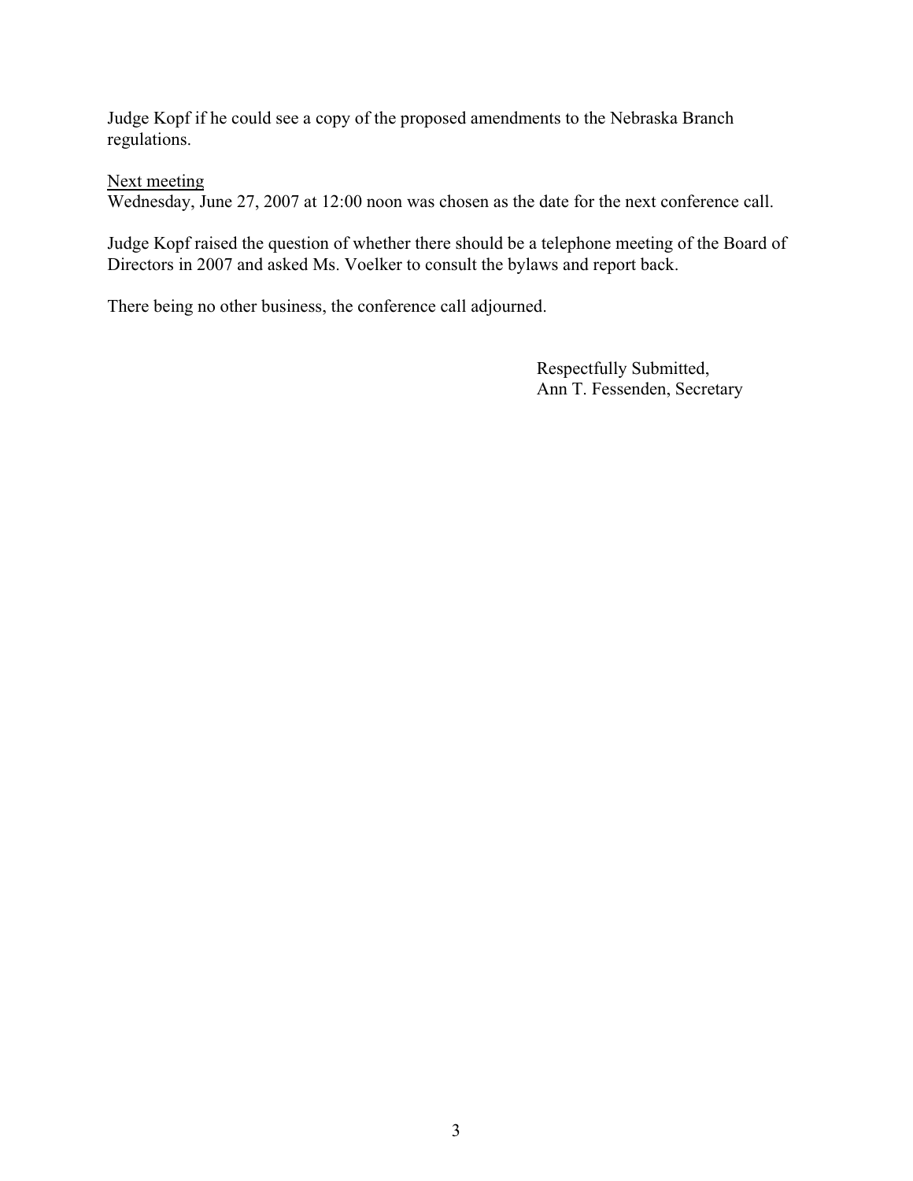Judge Kopf if he could see a copy of the proposed amendments to the Nebraska Branch regulations.

Next meeting

Wednesday, June 27, 2007 at 12:00 noon was chosen as the date for the next conference call.

Judge Kopf raised the question of whether there should be a telephone meeting of the Board of Directors in 2007 and asked Ms. Voelker to consult the bylaws and report back.

There being no other business, the conference call adjourned.

Respectfully Submitted,
Ann T. Fessenden, Secretary